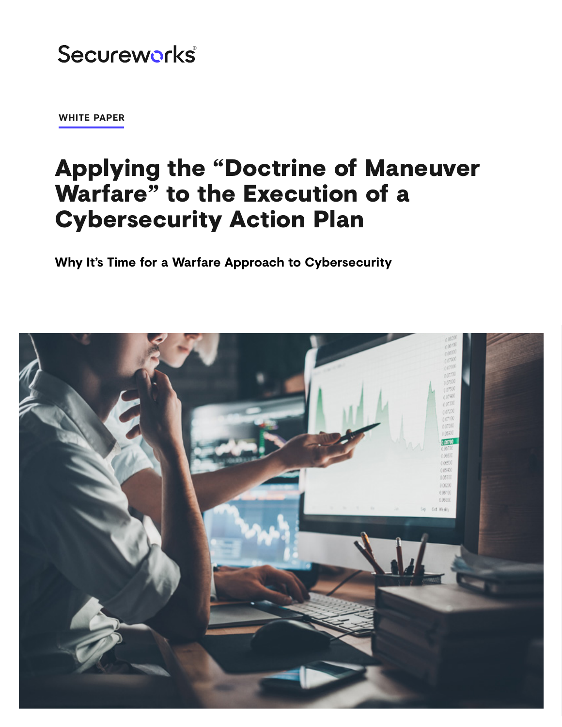Secureworks

**WHITE PAPER**

# Applying the "Doctrine of Maneuver Warfare" to the Execution of a Cybersecurity Action Plan

**Why It's Time for a Warfare Approach to Cybersecurity**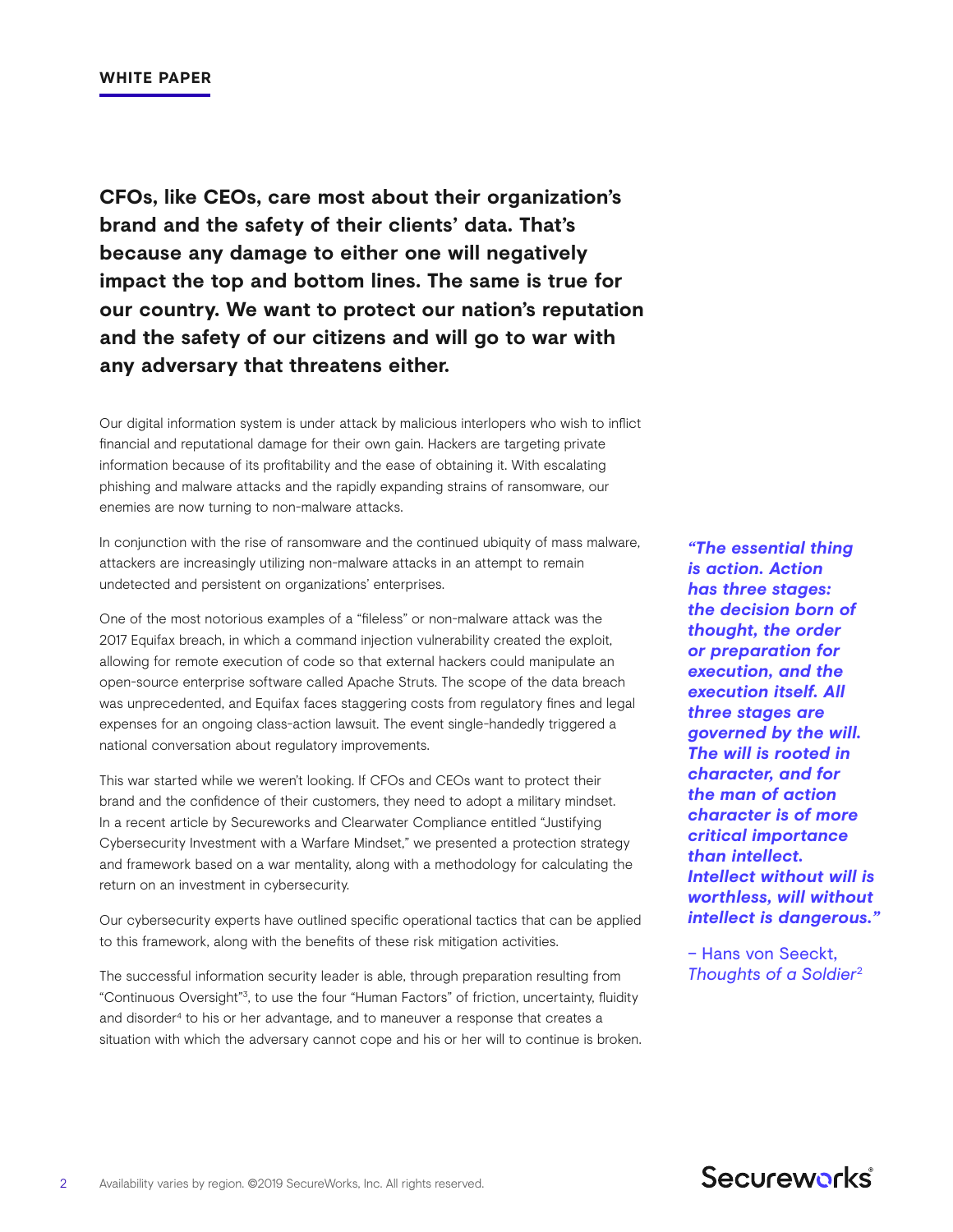**CFOs, like CEOs, care most about their organization's brand and the safety of their clients' data. That's because any damage to either one will negatively impact the top and bottom lines. The same is true for our country. We want to protect our nation's reputation and the safety of our citizens and will go to war with any adversary that threatens either.**

Our digital information system is under attack by malicious interlopers who wish to inflict financial and reputational damage for their own gain. Hackers are targeting private information because of its profitability and the ease of obtaining it. With escalating phishing and malware attacks and the rapidly expanding strains of ransomware, our enemies are now turning to non-malware attacks.

In conjunction with the rise of ransomware and the continued ubiquity of mass malware, attackers are increasingly utilizing non-malware attacks in an attempt to remain undetected and persistent on organizations' enterprises.

One of the most notorious examples of a "fileless" or non-malware attack was the 2017 Equifax breach, in which a command injection vulnerability created the exploit, allowing for remote execution of code so that external hackers could manipulate an open-source enterprise software called Apache Struts. The scope of the data breach was unprecedented, and Equifax faces staggering costs from regulatory fines and legal expenses for an ongoing class-action lawsuit. The event single-handedly triggered a national conversation about regulatory improvements.

This war started while we weren't looking. If CFOs and CEOs want to protect their brand and the confidence of their customers, they need to adopt a military mindset. In a recent article by Secureworks and Clearwater Compliance entitled "Justifying Cybersecurity Investment with a Warfare Mindset," we presented a protection strategy and framework based on a war mentality, along with a methodology for calculating the return on an investment in cybersecurity.

Our cybersecurity experts have outlined specific operational tactics that can be applied to this framework, along with the benefits of these risk mitigation activities.

The successful information security leader is able, through preparation resulting from "Continuous Oversight"[3], to use the four "Human Factors" of friction, uncertainty, fluidity and disorder[4] to his or her advantage, and to maneuver a response that creates a situation with which the adversary cannot cope and his or her will to continue is broken.

> ***"The essential thing is action. Action has three stages: the decision born of thought, the order or preparation for execution, and the execution itself. All three stages are governed by the will. The will is rooted in character, and for the man of action character is of more critical importance than intellect. Intellect without will is worthless, will without intellect is dangerous."***
>
> – Hans von Seeckt, *Thoughts of a Soldier*[2]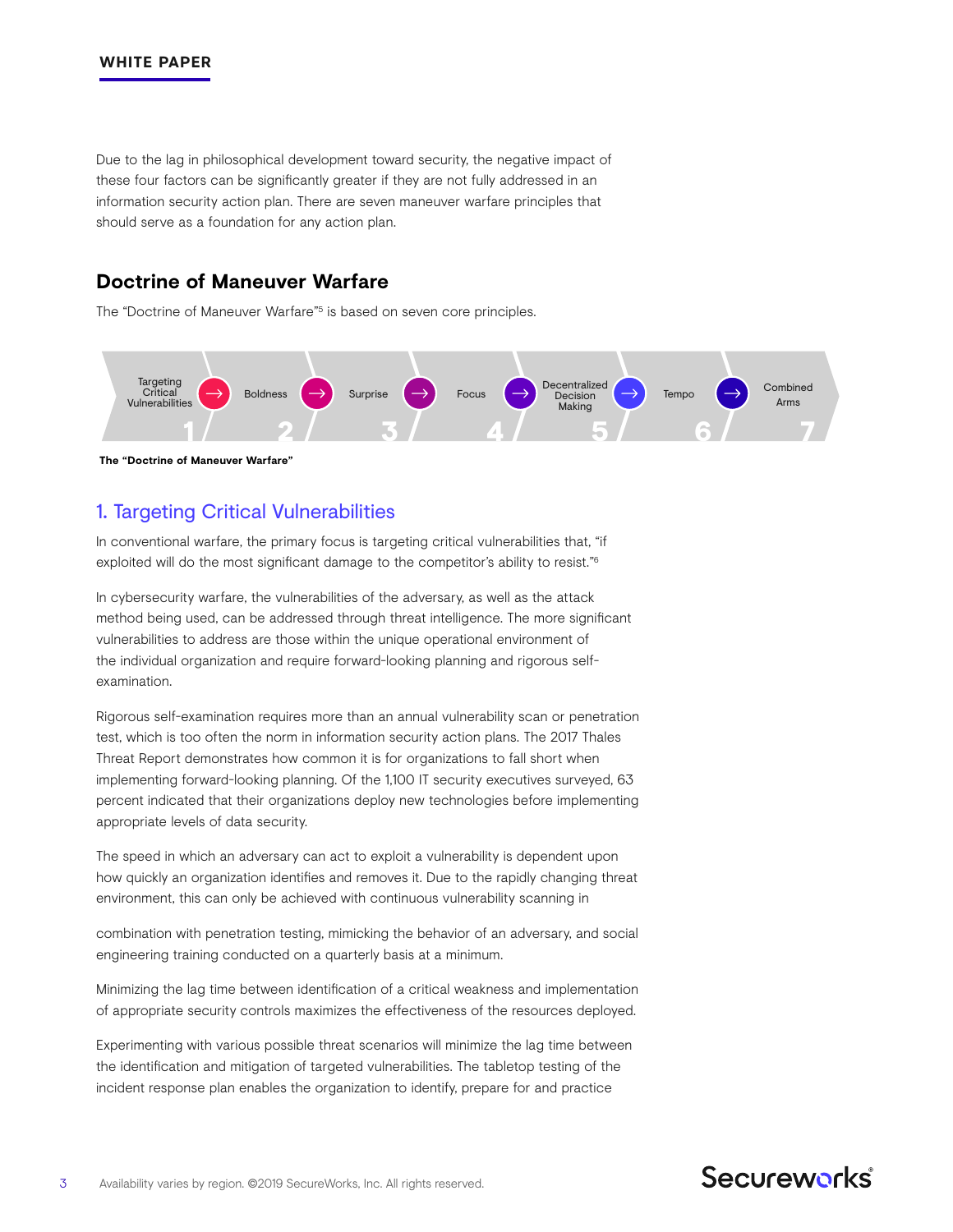Due to the lag in philosophical development toward security, the negative impact of these four factors can be significantly greater if they are not fully addressed in an information security action plan. There are seven maneuver warfare principles that should serve as a foundation for any action plan.

## Doctrine of Maneuver Warfare

The "Doctrine of Maneuver Warfare"[5] is based on seven core principles.

1. Targeting Critical Vulnerabilities → 2. Boldness → 3. Surprise → 4. Focus → 5. Decentralized Decision Making → 6. Tempo → 7. Combined Arms

**The "Doctrine of Maneuver Warfare"**

### 1. Targeting Critical Vulnerabilities

In conventional warfare, the primary focus is targeting critical vulnerabilities that, "if exploited will do the most significant damage to the competitor's ability to resist."[6]

In cybersecurity warfare, the vulnerabilities of the adversary, as well as the attack method being used, can be addressed through threat intelligence. The more significant vulnerabilities to address are those within the unique operational environment of the individual organization and require forward-looking planning and rigorous self-examination.

Rigorous self-examination requires more than an annual vulnerability scan or penetration test, which is too often the norm in information security action plans. The 2017 Thales Threat Report demonstrates how common it is for organizations to fall short when implementing forward-looking planning. Of the 1,100 IT security executives surveyed, 63 percent indicated that their organizations deploy new technologies before implementing appropriate levels of data security.

The speed in which an adversary can act to exploit a vulnerability is dependent upon how quickly an organization identifies and removes it. Due to the rapidly changing threat environment, this can only be achieved with continuous vulnerability scanning in combination with penetration testing, mimicking the behavior of an adversary, and social engineering training conducted on a quarterly basis at a minimum.

Minimizing the lag time between identification of a critical weakness and implementation of appropriate security controls maximizes the effectiveness of the resources deployed.

Experimenting with various possible threat scenarios will minimize the lag time between the identification and mitigation of targeted vulnerabilities. The tabletop testing of the incident response plan enables the organization to identify, prepare for and practice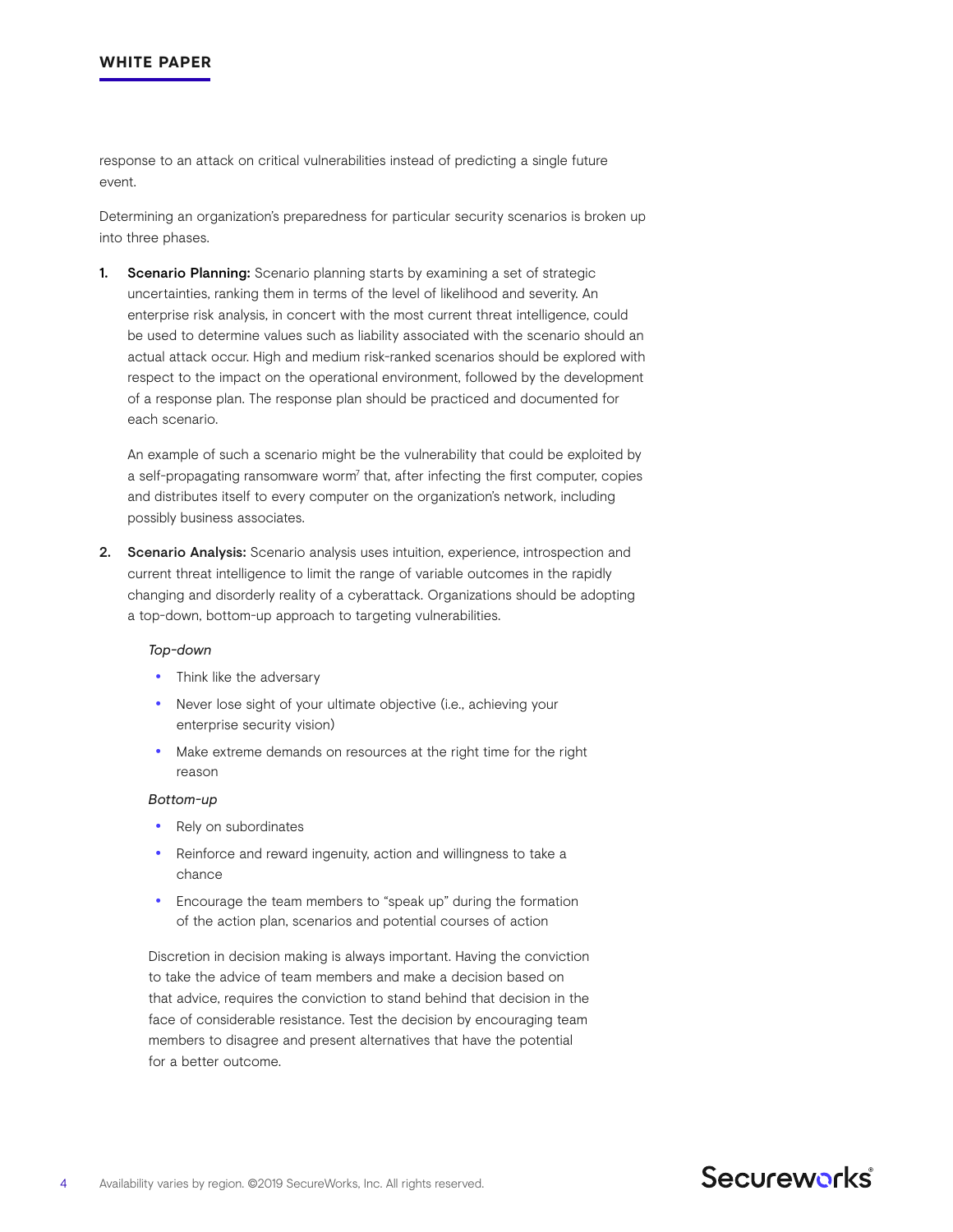response to an attack on critical vulnerabilities instead of predicting a single future event.

Determining an organization's preparedness for particular security scenarios is broken up into three phases.

1. **Scenario Planning:** Scenario planning starts by examining a set of strategic uncertainties, ranking them in terms of the level of likelihood and severity. An enterprise risk analysis, in concert with the most current threat intelligence, could be used to determine values such as liability associated with the scenario should an actual attack occur. High and medium risk-ranked scenarios should be explored with respect to the impact on the operational environment, followed by the development of a response plan. The response plan should be practiced and documented for each scenario.

   An example of such a scenario might be the vulnerability that could be exploited by a self-propagating ransomware worm[7] that, after infecting the first computer, copies and distributes itself to every computer on the organization's network, including possibly business associates.

2. **Scenario Analysis:** Scenario analysis uses intuition, experience, introspection and current threat intelligence to limit the range of variable outcomes in the rapidly changing and disorderly reality of a cyberattack. Organizations should be adopting a top-down, bottom-up approach to targeting vulnerabilities.

   *Top-down*

   - Think like the adversary
   - Never lose sight of your ultimate objective (i.e., achieving your enterprise security vision)
   - Make extreme demands on resources at the right time for the right reason

   *Bottom-up*

   - Rely on subordinates
   - Reinforce and reward ingenuity, action and willingness to take a chance
   - Encourage the team members to "speak up" during the formation of the action plan, scenarios and potential courses of action

   Discretion in decision making is always important. Having the conviction to take the advice of team members and make a decision based on that advice, requires the conviction to stand behind that decision in the face of considerable resistance. Test the decision by encouraging team members to disagree and present alternatives that have the potential for a better outcome.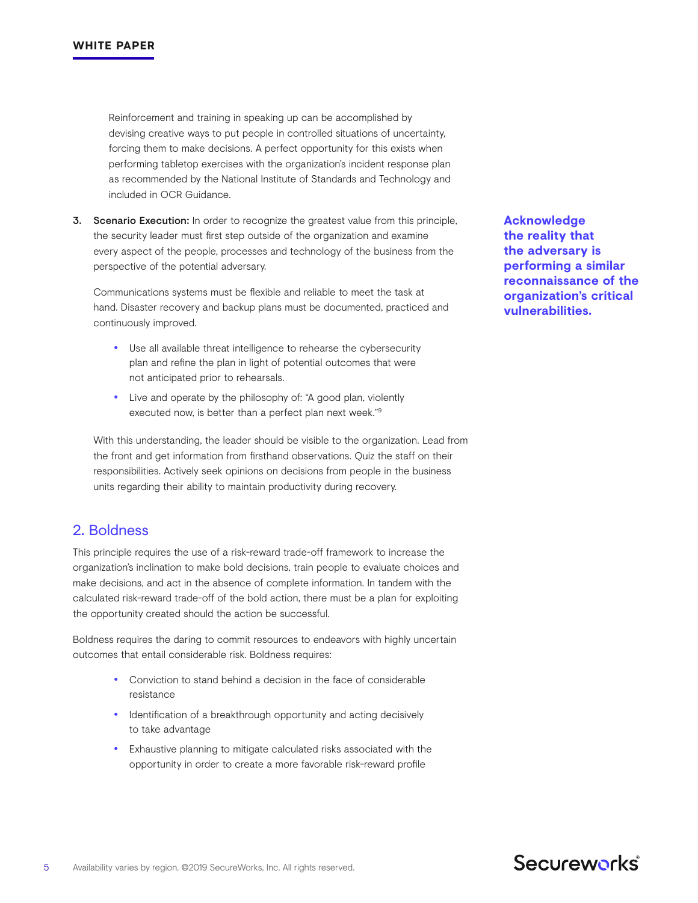Reinforcement and training in speaking up can be accomplished by devising creative ways to put people in controlled situations of uncertainty, forcing them to make decisions. A perfect opportunity for this exists when performing tabletop exercises with the organization's incident response plan as recommended by the National Institute of Standards and Technology and included in OCR Guidance.

3. **Scenario Execution:** In order to recognize the greatest value from this principle, the security leader must first step outside of the organization and examine every aspect of the people, processes and technology of the business from the perspective of the potential adversary.

   Communications systems must be flexible and reliable to meet the task at hand. Disaster recovery and backup plans must be documented, practiced and continuously improved.

   - Use all available threat intelligence to rehearse the cybersecurity plan and refine the plan in light of potential outcomes that were not anticipated prior to rehearsals.
   - Live and operate by the philosophy of: "A good plan, violently executed now, is better than a perfect plan next week."[9]

   With this understanding, the leader should be visible to the organization. Lead from the front and get information from firsthand observations. Quiz the staff on their responsibilities. Actively seek opinions on decisions from people in the business units regarding their ability to maintain productivity during recovery.

**Acknowledge the reality that the adversary is performing a similar reconnaissance of the organization's critical vulnerabilities.**

## 2. Boldness

This principle requires the use of a risk-reward trade-off framework to increase the organization's inclination to make bold decisions, train people to evaluate choices and make decisions, and act in the absence of complete information. In tandem with the calculated risk-reward trade-off of the bold action, there must be a plan for exploiting the opportunity created should the action be successful.

Boldness requires the daring to commit resources to endeavors with highly uncertain outcomes that entail considerable risk. Boldness requires:

- Conviction to stand behind a decision in the face of considerable resistance
- Identification of a breakthrough opportunity and acting decisively to take advantage
- Exhaustive planning to mitigate calculated risks associated with the opportunity in order to create a more favorable risk-reward profile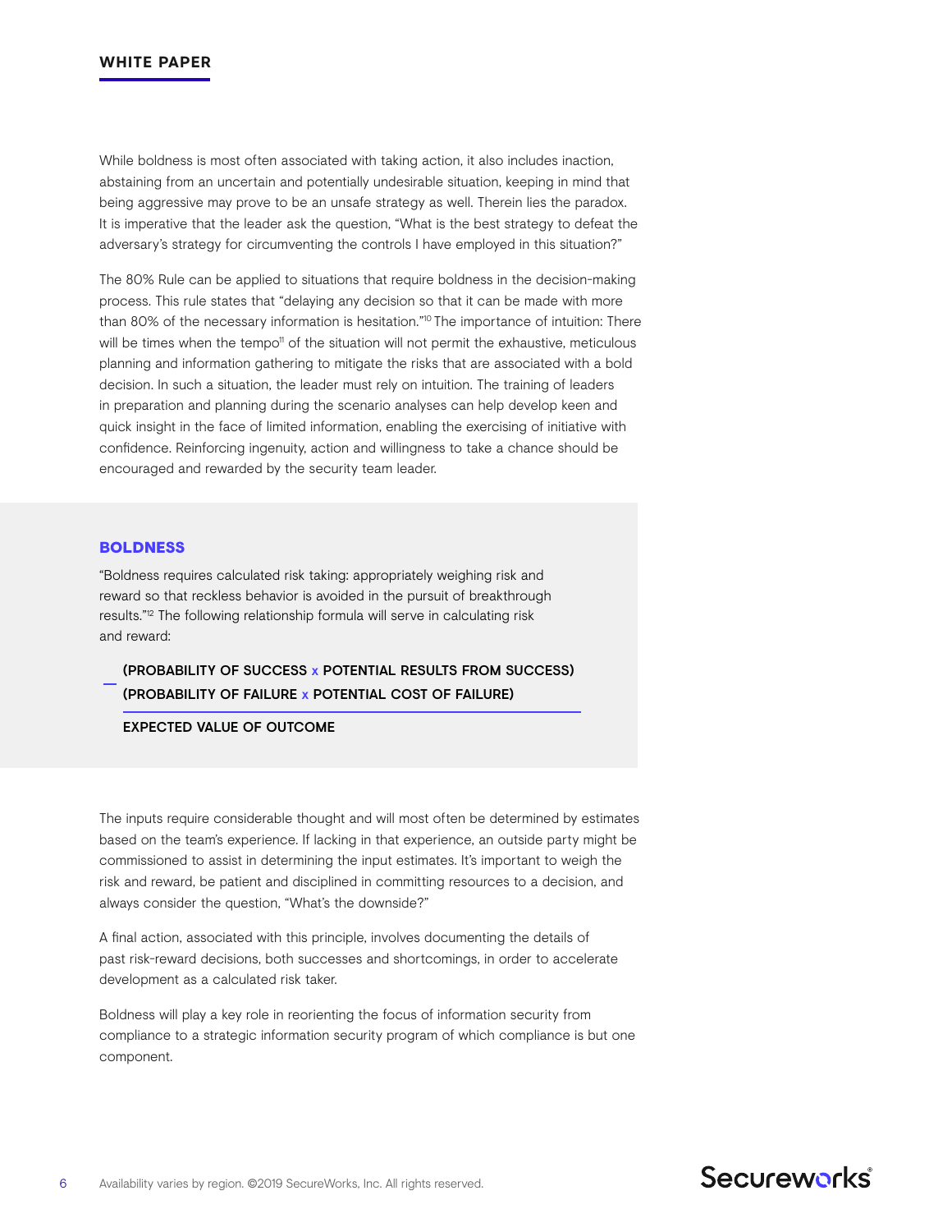While boldness is most often associated with taking action, it also includes inaction, abstaining from an uncertain and potentially undesirable situation, keeping in mind that being aggressive may prove to be an unsafe strategy as well. Therein lies the paradox. It is imperative that the leader ask the question, "What is the best strategy to defeat the adversary's strategy for circumventing the controls I have employed in this situation?"

The 80% Rule can be applied to situations that require boldness in the decision-making process. This rule states that "delaying any decision so that it can be made with more than 80% of the necessary information is hesitation."[10] The importance of intuition: There will be times when the tempo[11] of the situation will not permit the exhaustive, meticulous planning and information gathering to mitigate the risks that are associated with a bold decision. In such a situation, the leader must rely on intuition. The training of leaders in preparation and planning during the scenario analyses can help develop keen and quick insight in the face of limited information, enabling the exercising of initiative with confidence. Reinforcing ingenuity, action and willingness to take a chance should be encouraged and rewarded by the security team leader.

## BOLDNESS

"Boldness requires calculated risk taking: appropriately weighing risk and reward so that reckless behavior is avoided in the pursuit of breakthrough results."[12] The following relationship formula will serve in calculating risk and reward:

**(PROBABILITY OF SUCCESS x POTENTIAL RESULTS FROM SUCCESS)**
**– (PROBABILITY OF FAILURE x POTENTIAL COST OF FAILURE)**

---

**EXPECTED VALUE OF OUTCOME**

The inputs require considerable thought and will most often be determined by estimates based on the team's experience. If lacking in that experience, an outside party might be commissioned to assist in determining the input estimates. It's important to weigh the risk and reward, be patient and disciplined in committing resources to a decision, and always consider the question, "What's the downside?"

A final action, associated with this principle, involves documenting the details of past risk-reward decisions, both successes and shortcomings, in order to accelerate development as a calculated risk taker.

Boldness will play a key role in reorienting the focus of information security from compliance to a strategic information security program of which compliance is but one component.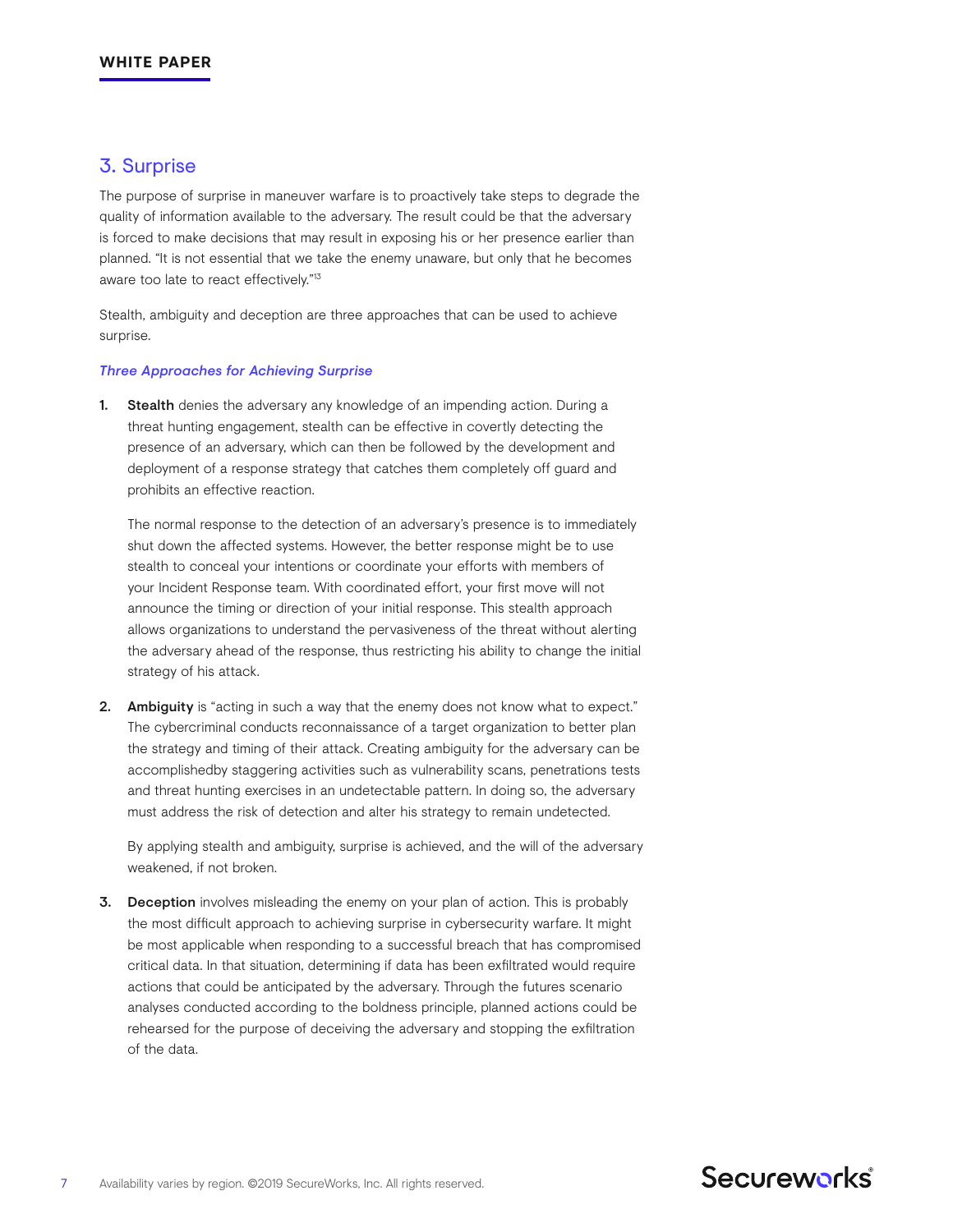## 3. Surprise

The purpose of surprise in maneuver warfare is to proactively take steps to degrade the quality of information available to the adversary. The result could be that the adversary is forced to make decisions that may result in exposing his or her presence earlier than planned. "It is not essential that we take the enemy unaware, but only that he becomes aware too late to react effectively."[13]

Stealth, ambiguity and deception are three approaches that can be used to achieve surprise.

### *Three Approaches for Achieving Surprise*

1. **Stealth** denies the adversary any knowledge of an impending action. During a threat hunting engagement, stealth can be effective in covertly detecting the presence of an adversary, which can then be followed by the development and deployment of a response strategy that catches them completely off guard and prohibits an effective reaction.

   The normal response to the detection of an adversary's presence is to immediately shut down the affected systems. However, the better response might be to use stealth to conceal your intentions or coordinate your efforts with members of your Incident Response team. With coordinated effort, your first move will not announce the timing or direction of your initial response. This stealth approach allows organizations to understand the pervasiveness of the threat without alerting the adversary ahead of the response, thus restricting his ability to change the initial strategy of his attack.

2. **Ambiguity** is "acting in such a way that the enemy does not know what to expect." The cybercriminal conducts reconnaissance of a target organization to better plan the strategy and timing of their attack. Creating ambiguity for the adversary can be accomplishedby staggering activities such as vulnerability scans, penetrations tests and threat hunting exercises in an undetectable pattern. In doing so, the adversary must address the risk of detection and alter his strategy to remain undetected.

   By applying stealth and ambiguity, surprise is achieved, and the will of the adversary weakened, if not broken.

3. **Deception** involves misleading the enemy on your plan of action. This is probably the most difficult approach to achieving surprise in cybersecurity warfare. It might be most applicable when responding to a successful breach that has compromised critical data. In that situation, determining if data has been exfiltrated would require actions that could be anticipated by the adversary. Through the futures scenario analyses conducted according to the boldness principle, planned actions could be rehearsed for the purpose of deceiving the adversary and stopping the exfiltration of the data.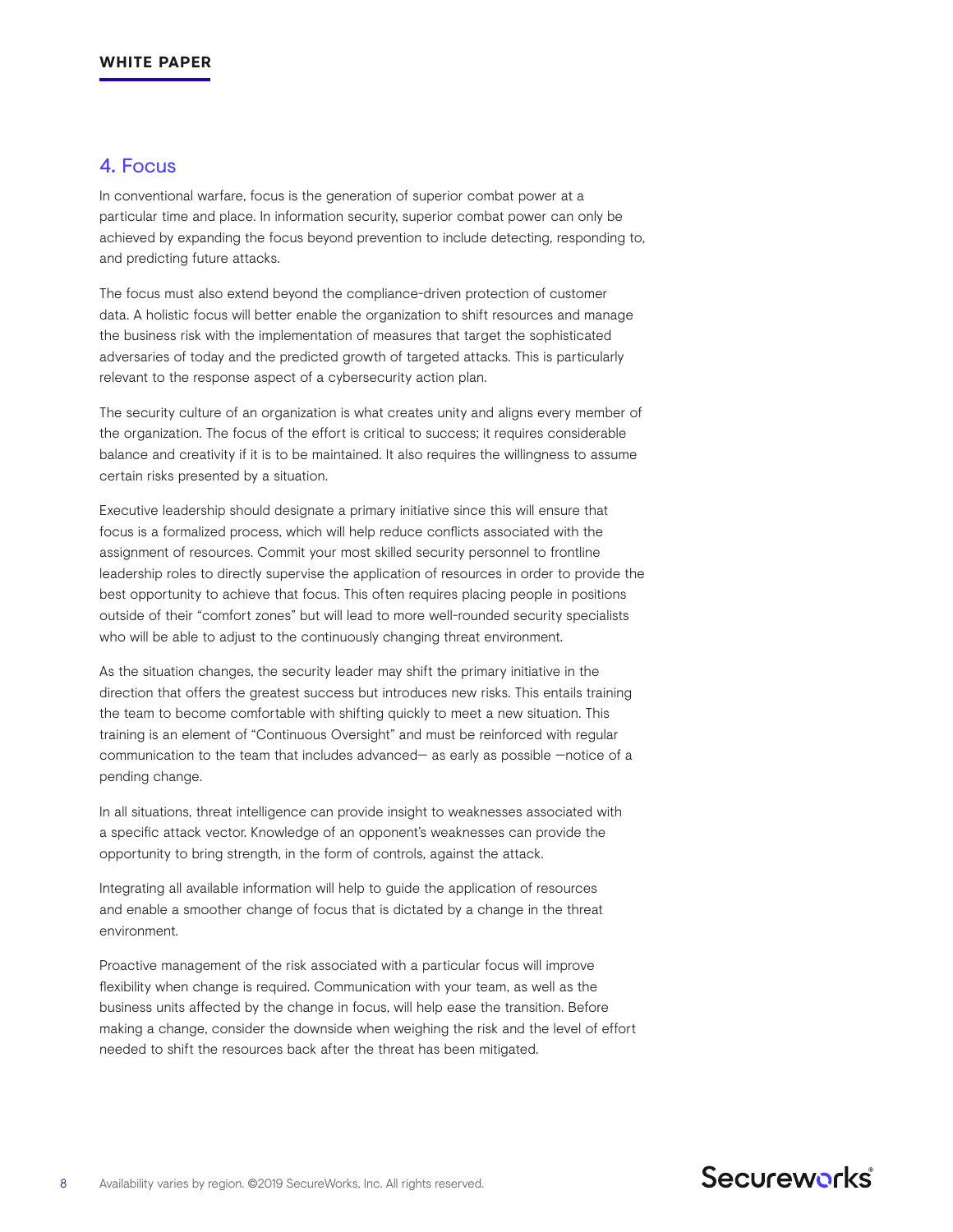## 4. Focus

In conventional warfare, focus is the generation of superior combat power at a particular time and place. In information security, superior combat power can only be achieved by expanding the focus beyond prevention to include detecting, responding to, and predicting future attacks.

The focus must also extend beyond the compliance-driven protection of customer data. A holistic focus will better enable the organization to shift resources and manage the business risk with the implementation of measures that target the sophisticated adversaries of today and the predicted growth of targeted attacks. This is particularly relevant to the response aspect of a cybersecurity action plan.

The security culture of an organization is what creates unity and aligns every member of the organization. The focus of the effort is critical to success; it requires considerable balance and creativity if it is to be maintained. It also requires the willingness to assume certain risks presented by a situation.

Executive leadership should designate a primary initiative since this will ensure that focus is a formalized process, which will help reduce conflicts associated with the assignment of resources. Commit your most skilled security personnel to frontline leadership roles to directly supervise the application of resources in order to provide the best opportunity to achieve that focus. This often requires placing people in positions outside of their "comfort zones" but will lead to more well-rounded security specialists who will be able to adjust to the continuously changing threat environment.

As the situation changes, the security leader may shift the primary initiative in the direction that offers the greatest success but introduces new risks. This entails training the team to become comfortable with shifting quickly to meet a new situation. This training is an element of "Continuous Oversight" and must be reinforced with regular communication to the team that includes advanced— as early as possible —notice of a pending change.

In all situations, threat intelligence can provide insight to weaknesses associated with a specific attack vector. Knowledge of an opponent's weaknesses can provide the opportunity to bring strength, in the form of controls, against the attack.

Integrating all available information will help to guide the application of resources and enable a smoother change of focus that is dictated by a change in the threat environment.

Proactive management of the risk associated with a particular focus will improve flexibility when change is required. Communication with your team, as well as the business units affected by the change in focus, will help ease the transition. Before making a change, consider the downside when weighing the risk and the level of effort needed to shift the resources back after the threat has been mitigated.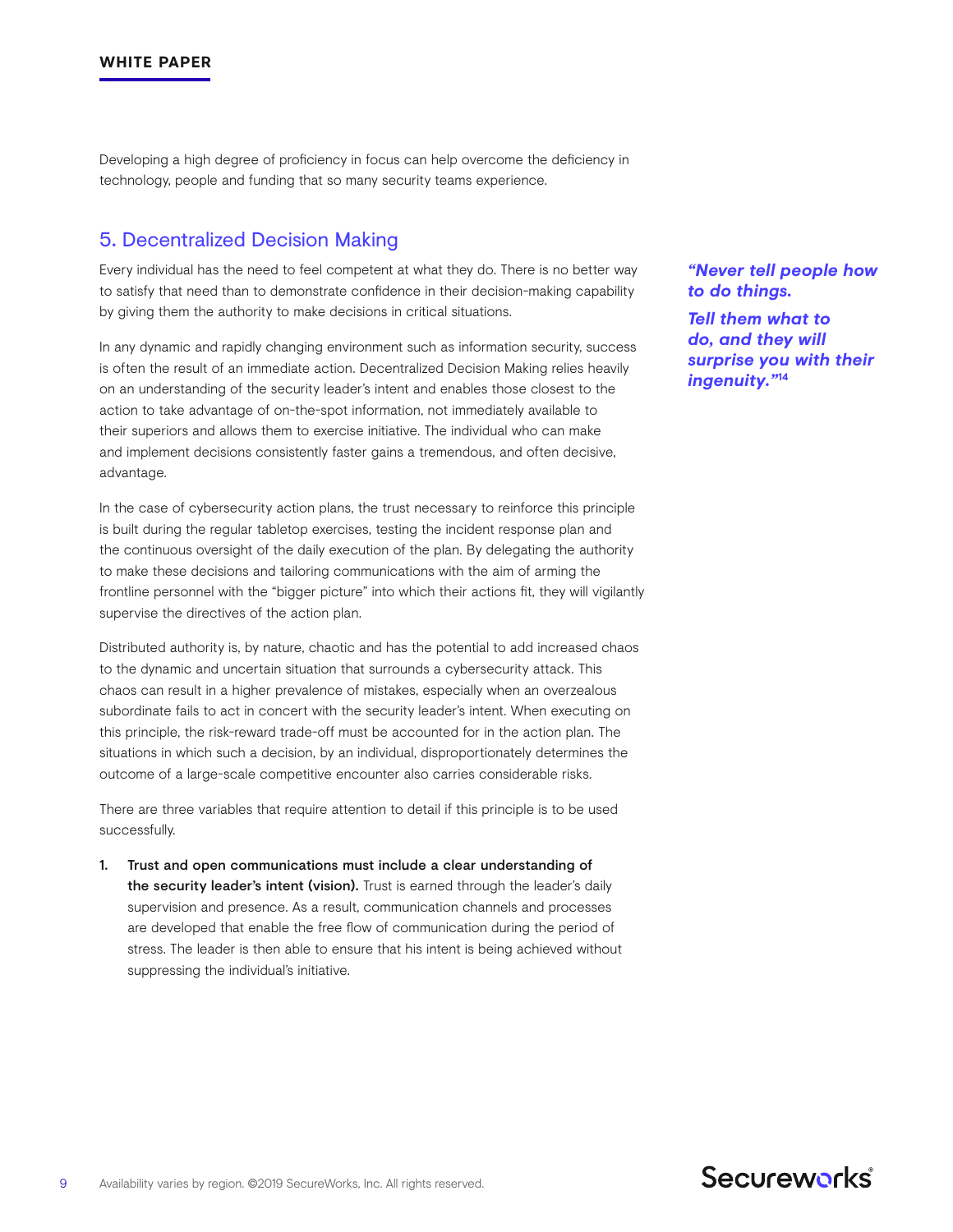Developing a high degree of proficiency in focus can help overcome the deficiency in technology, people and funding that so many security teams experience.

## 5. Decentralized Decision Making

Every individual has the need to feel competent at what they do. There is no better way to satisfy that need than to demonstrate confidence in their decision-making capability by giving them the authority to make decisions in critical situations.

> ***"Never tell people how to do things.***
>
> ***Tell them what to do, and they will surprise you with their ingenuity."***[14]

In any dynamic and rapidly changing environment such as information security, success is often the result of an immediate action. Decentralized Decision Making relies heavily on an understanding of the security leader's intent and enables those closest to the action to take advantage of on-the-spot information, not immediately available to their superiors and allows them to exercise initiative. The individual who can make and implement decisions consistently faster gains a tremendous, and often decisive, advantage.

In the case of cybersecurity action plans, the trust necessary to reinforce this principle is built during the regular tabletop exercises, testing the incident response plan and the continuous oversight of the daily execution of the plan. By delegating the authority to make these decisions and tailoring communications with the aim of arming the frontline personnel with the "bigger picture" into which their actions fit, they will vigilantly supervise the directives of the action plan.

Distributed authority is, by nature, chaotic and has the potential to add increased chaos to the dynamic and uncertain situation that surrounds a cybersecurity attack. This chaos can result in a higher prevalence of mistakes, especially when an overzealous subordinate fails to act in concert with the security leader's intent. When executing on this principle, the risk-reward trade-off must be accounted for in the action plan. The situations in which such a decision, by an individual, disproportionately determines the outcome of a large-scale competitive encounter also carries considerable risks.

There are three variables that require attention to detail if this principle is to be used successfully.

1. **Trust and open communications must include a clear understanding of the security leader's intent (vision).** Trust is earned through the leader's daily supervision and presence. As a result, communication channels and processes are developed that enable the free flow of communication during the period of stress. The leader is then able to ensure that his intent is being achieved without suppressing the individual's initiative.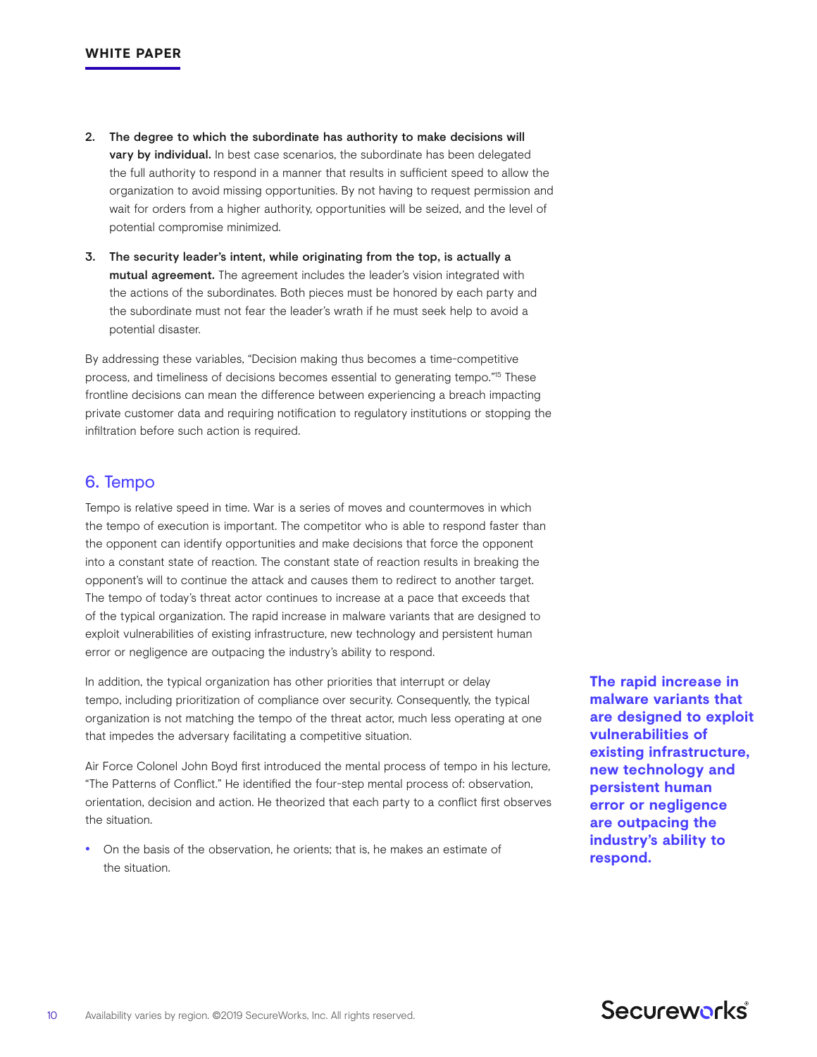2. **The degree to which the subordinate has authority to make decisions will vary by individual.** In best case scenarios, the subordinate has been delegated the full authority to respond in a manner that results in sufficient speed to allow the organization to avoid missing opportunities. By not having to request permission and wait for orders from a higher authority, opportunities will be seized, and the level of potential compromise minimized.

3. **The security leader's intent, while originating from the top, is actually a mutual agreement.** The agreement includes the leader's vision integrated with the actions of the subordinates. Both pieces must be honored by each party and the subordinate must not fear the leader's wrath if he must seek help to avoid a potential disaster.

By addressing these variables, "Decision making thus becomes a time-competitive process, and timeliness of decisions becomes essential to generating tempo."[15] These frontline decisions can mean the difference between experiencing a breach impacting private customer data and requiring notification to regulatory institutions or stopping the infiltration before such action is required.

## 6. Tempo

Tempo is relative speed in time. War is a series of moves and countermoves in which the tempo of execution is important. The competitor who is able to respond faster than the opponent can identify opportunities and make decisions that force the opponent into a constant state of reaction. The constant state of reaction results in breaking the opponent's will to continue the attack and causes them to redirect to another target. The tempo of today's threat actor continues to increase at a pace that exceeds that of the typical organization. The rapid increase in malware variants that are designed to exploit vulnerabilities of existing infrastructure, new technology and persistent human error or negligence are outpacing the industry's ability to respond.

In addition, the typical organization has other priorities that interrupt or delay tempo, including prioritization of compliance over security. Consequently, the typical organization is not matching the tempo of the threat actor, much less operating at one that impedes the adversary facilitating a competitive situation.

Air Force Colonel John Boyd first introduced the mental process of tempo in his lecture, "The Patterns of Conflict." He identified the four-step mental process of: observation, orientation, decision and action. He theorized that each party to a conflict first observes the situation.

- On the basis of the observation, he orients; that is, he makes an estimate of the situation.

**The rapid increase in malware variants that are designed to exploit vulnerabilities of existing infrastructure, new technology and persistent human error or negligence are outpacing the industry's ability to respond.**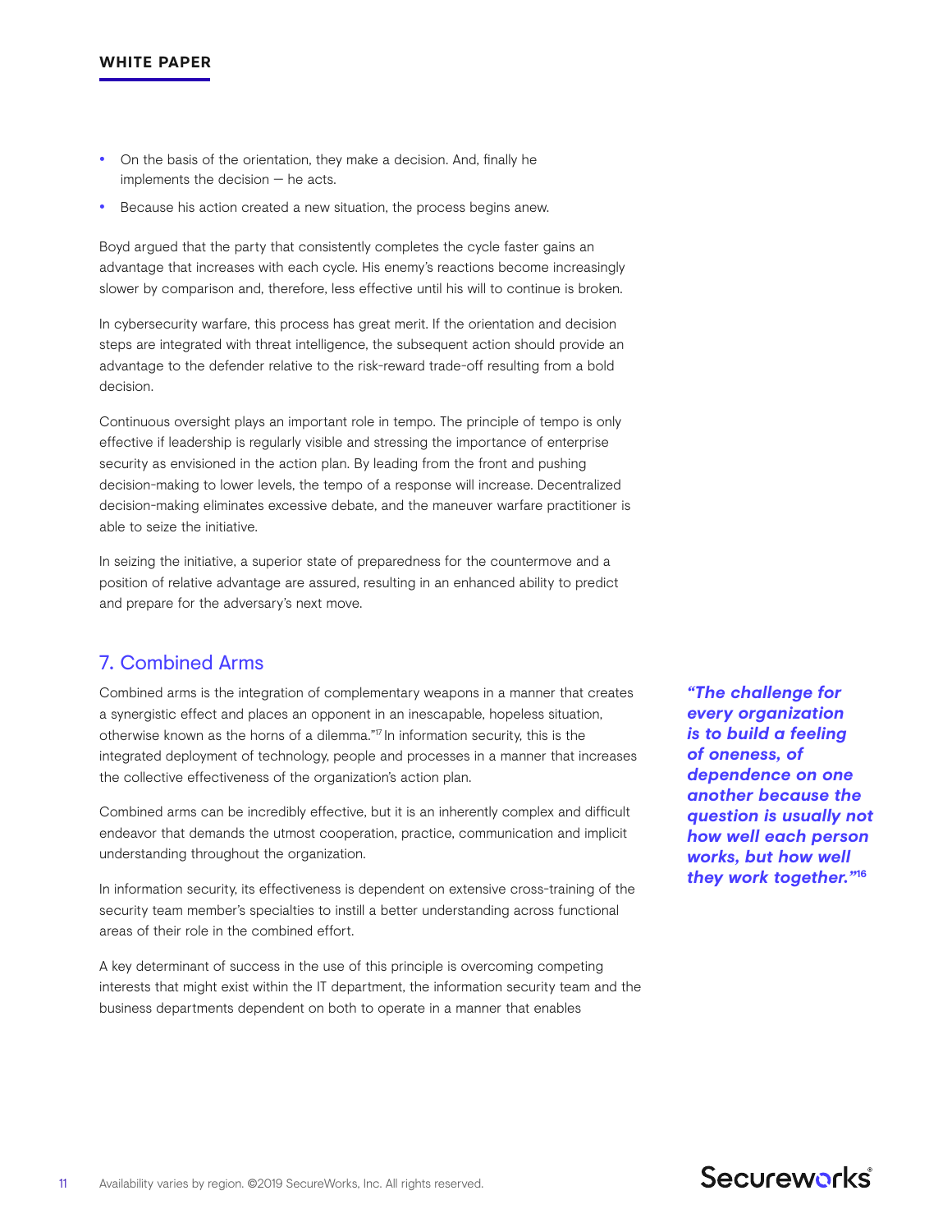- On the basis of the orientation, they make a decision. And, finally he implements the decision — he acts.
- Because his action created a new situation, the process begins anew.

Boyd argued that the party that consistently completes the cycle faster gains an advantage that increases with each cycle. His enemy's reactions become increasingly slower by comparison and, therefore, less effective until his will to continue is broken.

In cybersecurity warfare, this process has great merit. If the orientation and decision steps are integrated with threat intelligence, the subsequent action should provide an advantage to the defender relative to the risk-reward trade-off resulting from a bold decision.

Continuous oversight plays an important role in tempo. The principle of tempo is only effective if leadership is regularly visible and stressing the importance of enterprise security as envisioned in the action plan. By leading from the front and pushing decision-making to lower levels, the tempo of a response will increase. Decentralized decision-making eliminates excessive debate, and the maneuver warfare practitioner is able to seize the initiative.

In seizing the initiative, a superior state of preparedness for the countermove and a position of relative advantage are assured, resulting in an enhanced ability to predict and prepare for the adversary's next move.

## 7. Combined Arms

Combined arms is the integration of complementary weapons in a manner that creates a synergistic effect and places an opponent in an inescapable, hopeless situation, otherwise known as the horns of a dilemma."[17] In information security, this is the integrated deployment of technology, people and processes in a manner that increases the collective effectiveness of the organization's action plan.

Combined arms can be incredibly effective, but it is an inherently complex and difficult endeavor that demands the utmost cooperation, practice, communication and implicit understanding throughout the organization.

In information security, its effectiveness is dependent on extensive cross-training of the security team member's specialties to instill a better understanding across functional areas of their role in the combined effort.

A key determinant of success in the use of this principle is overcoming competing interests that might exist within the IT department, the information security team and the business departments dependent on both to operate in a manner that enables

***"The challenge for every organization is to build a feeling of oneness, of dependence on one another because the question is usually not how well each person works, but how well they work together."***[16]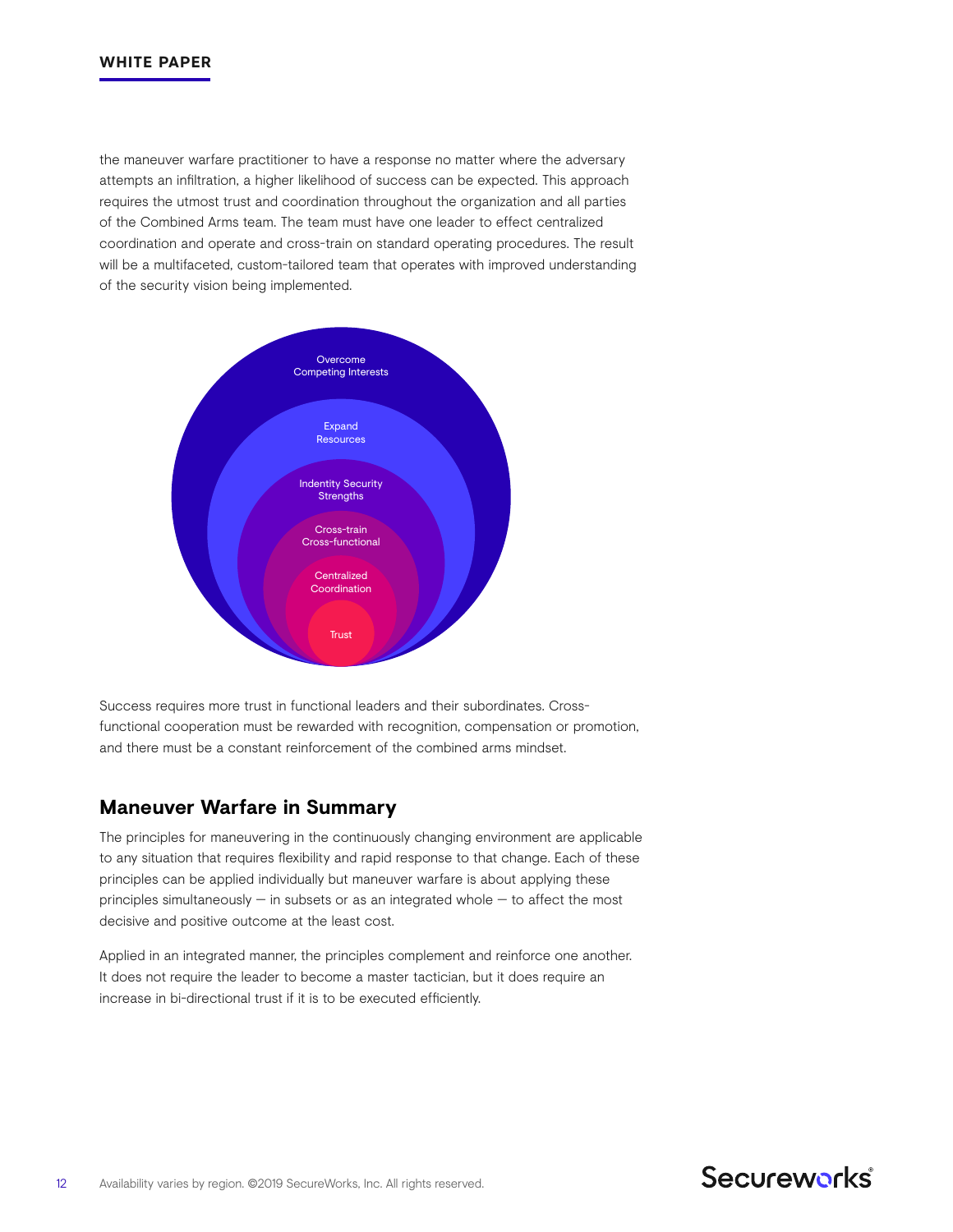the maneuver warfare practitioner to have a response no matter where the adversary attempts an infiltration, a higher likelihood of success can be expected. This approach requires the utmost trust and coordination throughout the organization and all parties of the Combined Arms team. The team must have one leader to effect centralized coordination and operate and cross-train on standard operating procedures. The result will be a multifaceted, custom-tailored team that operates with improved understanding of the security vision being implemented.

Overcome Competing Interests

Expand Resources

Indentity Security Strengths

Cross-train Cross-functional

Centralized Coordination

Trust

Success requires more trust in functional leaders and their subordinates. Cross-functional cooperation must be rewarded with recognition, compensation or promotion, and there must be a constant reinforcement of the combined arms mindset.

## Maneuver Warfare in Summary

The principles for maneuvering in the continuously changing environment are applicable to any situation that requires flexibility and rapid response to that change. Each of these principles can be applied individually but maneuver warfare is about applying these principles simultaneously — in subsets or as an integrated whole — to affect the most decisive and positive outcome at the least cost.

Applied in an integrated manner, the principles complement and reinforce one another. It does not require the leader to become a master tactician, but it does require an increase in bi-directional trust if it is to be executed efficiently.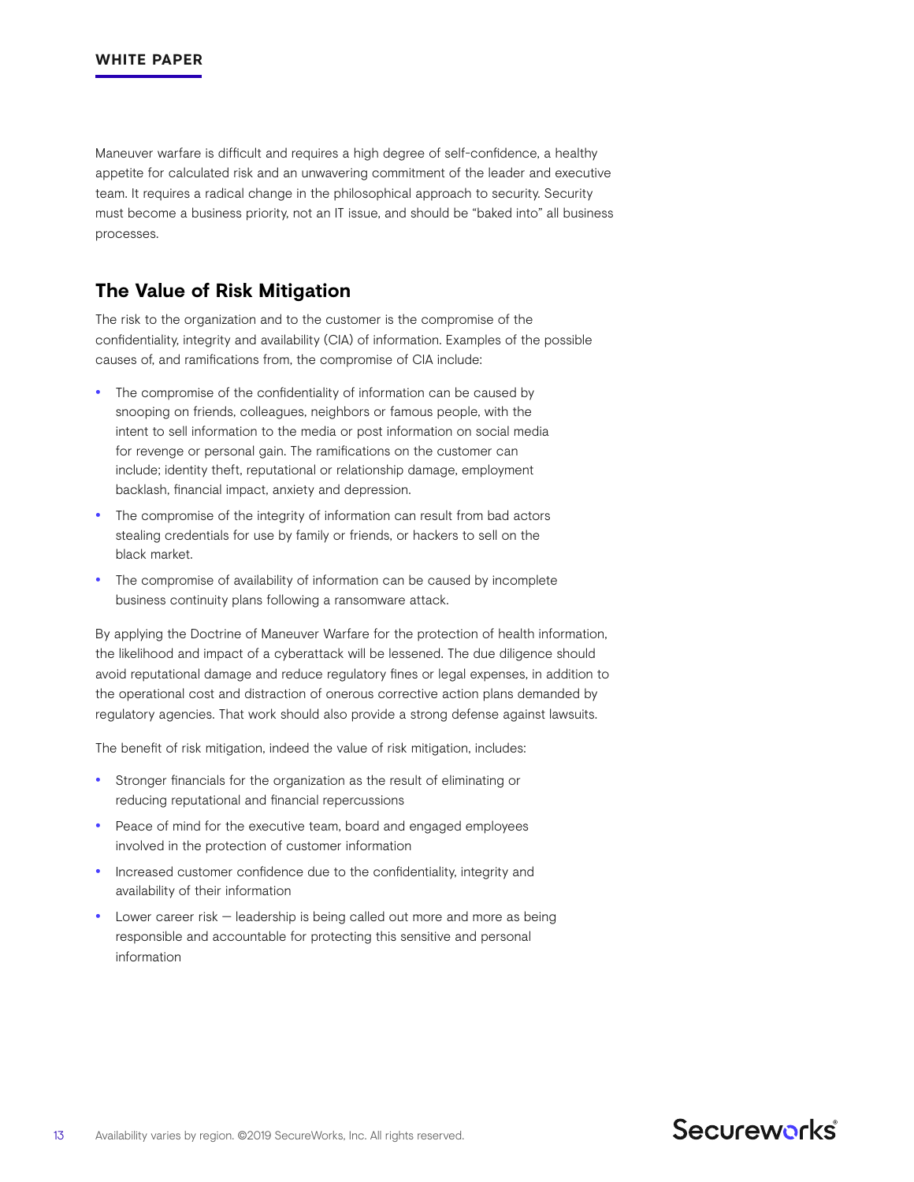Maneuver warfare is difficult and requires a high degree of self-confidence, a healthy appetite for calculated risk and an unwavering commitment of the leader and executive team. It requires a radical change in the philosophical approach to security. Security must become a business priority, not an IT issue, and should be "baked into" all business processes.

## The Value of Risk Mitigation

The risk to the organization and to the customer is the compromise of the confidentiality, integrity and availability (CIA) of information. Examples of the possible causes of, and ramifications from, the compromise of CIA include:

- The compromise of the confidentiality of information can be caused by snooping on friends, colleagues, neighbors or famous people, with the intent to sell information to the media or post information on social media for revenge or personal gain. The ramifications on the customer can include; identity theft, reputational or relationship damage, employment backlash, financial impact, anxiety and depression.
- The compromise of the integrity of information can result from bad actors stealing credentials for use by family or friends, or hackers to sell on the black market.
- The compromise of availability of information can be caused by incomplete business continuity plans following a ransomware attack.

By applying the Doctrine of Maneuver Warfare for the protection of health information, the likelihood and impact of a cyberattack will be lessened. The due diligence should avoid reputational damage and reduce regulatory fines or legal expenses, in addition to the operational cost and distraction of onerous corrective action plans demanded by regulatory agencies. That work should also provide a strong defense against lawsuits.

The benefit of risk mitigation, indeed the value of risk mitigation, includes:

- Stronger financials for the organization as the result of eliminating or reducing reputational and financial repercussions
- Peace of mind for the executive team, board and engaged employees involved in the protection of customer information
- Increased customer confidence due to the confidentiality, integrity and availability of their information
- Lower career risk — leadership is being called out more and more as being responsible and accountable for protecting this sensitive and personal information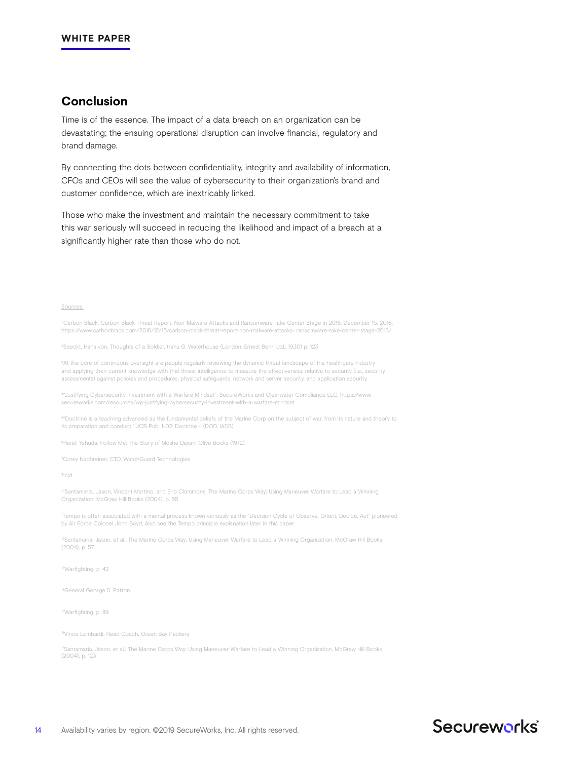## Conclusion

Time is of the essence. The impact of a data breach on an organization can be devastating; the ensuing operational disruption can involve financial, regulatory and brand damage.

By connecting the dots between confidentiality, integrity and availability of information, CFOs and CEOs will see the value of cybersecurity to their organization's brand and customer confidence, which are inextricably linked.

Those who make the investment and maintain the necessary commitment to take this war seriously will succeed in reducing the likelihood and impact of a breach at a significantly higher rate than those who do not.

Sources:

[1] Carbon Black, Carbon Black Threat Report: Non-Malware Attacks and Ransomware Take Center Stage in 2016, December 15, 2016, https://www.carbonblack.com/2016/12/15/carbon-black-threat-report-non-malware-attacks- ransomware-take-center-stage-2016/

[2] Seeckt, Hans von, Thoughts of a Soldier, trans G. Waterhouse (London: Ernest Benn Ltd., 1930) p. 123

[3] At the core of continuous oversight are people regularly reviewing the dynamic threat landscape of the healthcare industry and applying their current knowledge with that threat intelligence to measure the effectiveness, relative to security (i.e., security assessments) against policies and procedures, physical safeguards, network and server security, and application security.

[4] "Justifying Cybersecurity Investment with a Warfare Mindset", SecureWorks and Clearwater Compliance LLC, https://www.secureworks.com/resources/wp-justifying-cybersecurity-investment-with-a-warfare-mindset

[5] "Doctrine is a teaching advanced as the fundamental beliefs of the Marine Corp on the subject of war, from its nature and theory to its preparation and conduct." JCB Pub. 1-02: Doctrine – (DOD, IADB)

[6] Harel, Yehuda, Follow Me: The Story of Moshe Dayan, Olive Books (1972)

[7] Corey Nachreiner, CTO, WatchGuard Technologies

[8] Ibid

[10] Santamaria, Jason, Vincent Martino, and Eric Clemmons, The Marine Corps Way: Using Maneuver Warfare to Lead a Winning Organization, McGraw Hill Books (2004), p. 55

[11] Tempo is often associated with a mental process known variously as the "Decision Cycle of Observe, Orient, Decide, Act" pioneered by Air Force Colonel John Boyd. Also see the Tempo principle explanation later in this paper.

[12] Santamaria, Jason, et al., The Marine Corps Way: Using Maneuver Warfare to Lead a Winning Organization, McGraw Hill Books (2004), p. 57

[13] Warfighting, p. 42

[14] General George S. Patton

[15] Warfighting, p. 89

[16] Vince Lombardi, Head Coach, Green Bay Packers

[17] Santamaria, Jason, et al., The Marine Corps Way: Using Maneuver Warfare to Lead a Winning Organization, McGraw Hill Books (2004), p. 123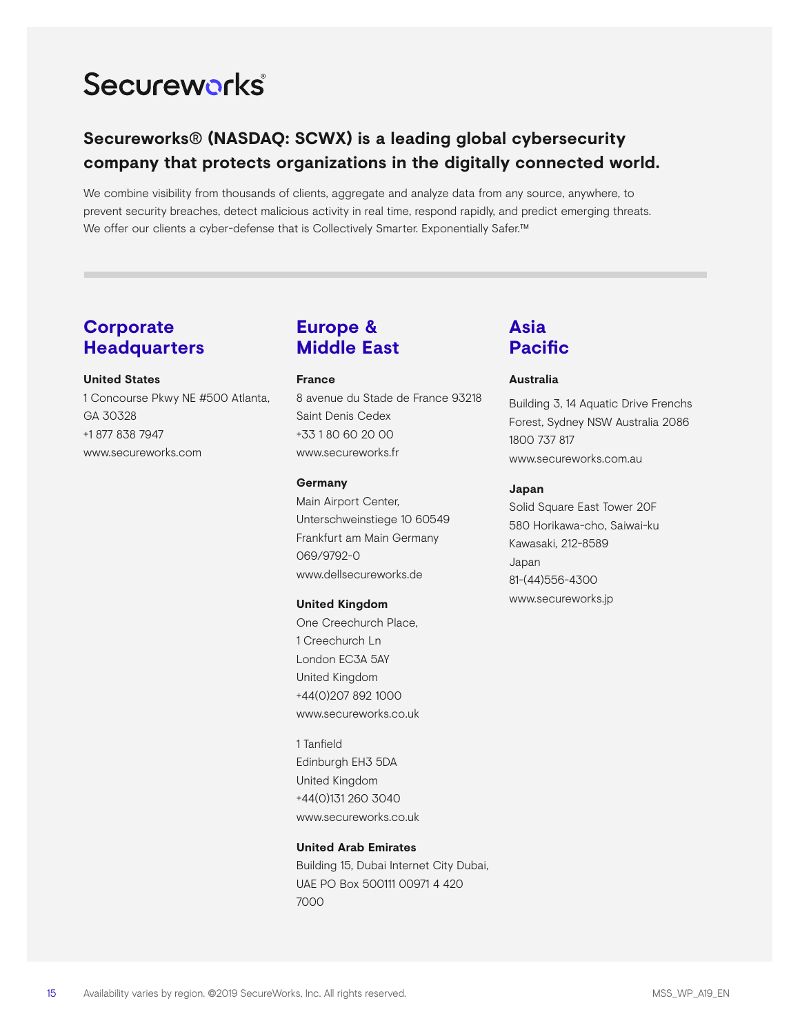# Secureworks®

## Secureworks® (NASDAQ: SCWX) is a leading global cybersecurity company that protects organizations in the digitally connected world.

We combine visibility from thousands of clients, aggregate and analyze data from any source, anywhere, to prevent security breaches, detect malicious activity in real time, respond rapidly, and predict emerging threats. We offer our clients a cyber-defense that is Collectively Smarter. Exponentially Safer.™

## Corporate Headquarters

**United States**
1 Concourse Pkwy NE #500 Atlanta, GA 30328
+1 877 838 7947
www.secureworks.com

## Europe & Middle East

**France**
8 avenue du Stade de France 93218 Saint Denis Cedex
+33 1 80 60 20 00
www.secureworks.fr

**Germany**
Main Airport Center, Unterschweinstiege 10 60549 Frankfurt am Main Germany
069/9792-0
www.dellsecureworks.de

**United Kingdom**
One Creechurch Place,
1 Creechurch Ln
London EC3A 5AY
United Kingdom
+44(0)207 892 1000
www.secureworks.co.uk

1 Tanfield
Edinburgh EH3 5DA
United Kingdom
+44(0)131 260 3040
www.secureworks.co.uk

**United Arab Emirates**
Building 15, Dubai Internet City Dubai, UAE PO Box 500111 00971 4 420 7000

## Asia Pacific

**Australia**
Building 3, 14 Aquatic Drive Frenchs Forest, Sydney NSW Australia 2086
1800 737 817
www.secureworks.com.au

**Japan**
Solid Square East Tower 20F
580 Horikawa-cho, Saiwai-ku
Kawasaki, 212-8589
Japan
81-(44)556-4300
www.secureworks.jp

Availability varies by region. ©2019 SecureWorks, Inc. All rights reserved.

MSS_WP_A19_EN